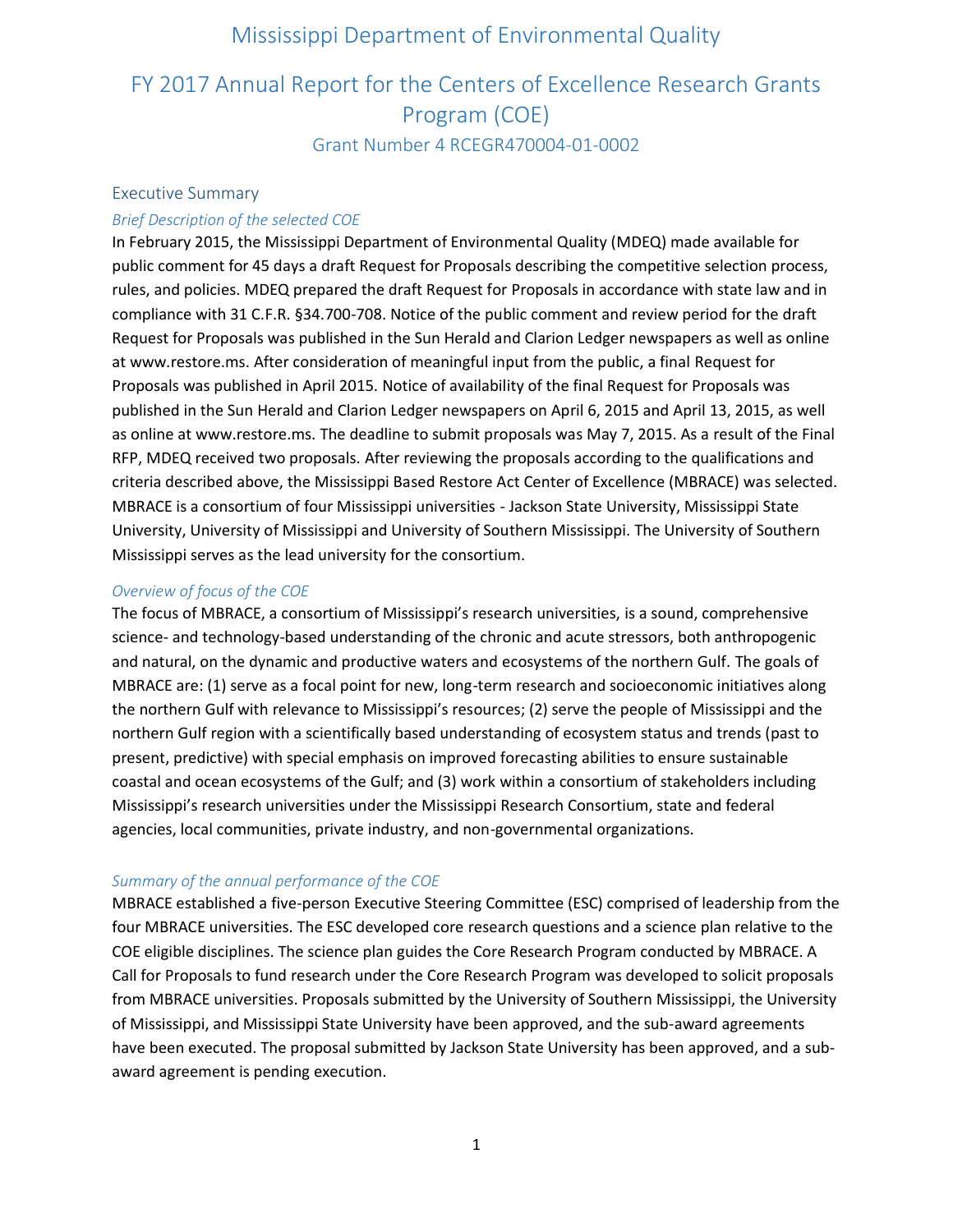# Mississippi Department of Environmental Quality

# FY 2017 Annual Report for the Centers of Excellence Research Grants Program (COE)

### Grant Number 4 RCEGR470004-01-0002

## Executive Summary

### *Brief Description of the selected COE*

In February 2015, the Mississippi Department of Environmental Quality (MDEQ) made available for public comment for 45 days a draft Request for Proposals describing the competitive selection process, rules, and policies. MDEQ prepared the draft Request for Proposals in accordance with state law and in compliance with 31 C.F.R. §34.700-708. Notice of the public comment and review period for the draft Request for Proposals was published in the Sun Herald and Clarion Ledger newspapers as well as online at www.restore.ms. After consideration of meaningful input from the public, a final Request for Proposals was published in April 2015. Notice of availability of the final Request for Proposals was published in the Sun Herald and Clarion Ledger newspapers on April 6, 2015 and April 13, 2015, as well as online at www.restore.ms. The deadline to submit proposals was May 7, 2015. As a result of the Final RFP, MDEQ received two proposals. After reviewing the proposals according to the qualifications and criteria described above, the Mississippi Based Restore Act Center of Excellence (MBRACE) was selected. MBRACE is a consortium of four Mississippi universities - Jackson State University, Mississippi State University, University of Mississippi and University of Southern Mississippi. The University of Southern Mississippi serves as the lead university for the consortium.

### *Overview of focus of the COE*

The focus of MBRACE, a consortium of Mississippi's research universities, is a sound, comprehensive science- and technology-based understanding of the chronic and acute stressors, both anthropogenic and natural, on the dynamic and productive waters and ecosystems of the northern Gulf. The goals of MBRACE are: (1) serve as a focal point for new, long-term research and socioeconomic initiatives along the northern Gulf with relevance to Mississippi's resources; (2) serve the people of Mississippi and the northern Gulf region with a scientifically based understanding of ecosystem status and trends (past to present, predictive) with special emphasis on improved forecasting abilities to ensure sustainable coastal and ocean ecosystems of the Gulf; and (3) work within a consortium of stakeholders including Mississippi's research universities under the Mississippi Research Consortium, state and federal agencies, local communities, private industry, and non-governmental organizations.

### *Summary of the annual performance of the COE*

MBRACE established a five-person Executive Steering Committee (ESC) comprised of leadership from the four MBRACE universities. The ESC developed core research questions and a science plan relative to the COE eligible disciplines. The science plan guides the Core Research Program conducted by MBRACE. A Call for Proposals to fund research under the Core Research Program was developed to solicit proposals from MBRACE universities. Proposals submitted by the University of Southern Mississippi, the University of Mississippi, and Mississippi State University have been approved, and the sub-award agreements have been executed. The proposal submitted by Jackson State University has been approved, and a sub-award agreement is pending execution.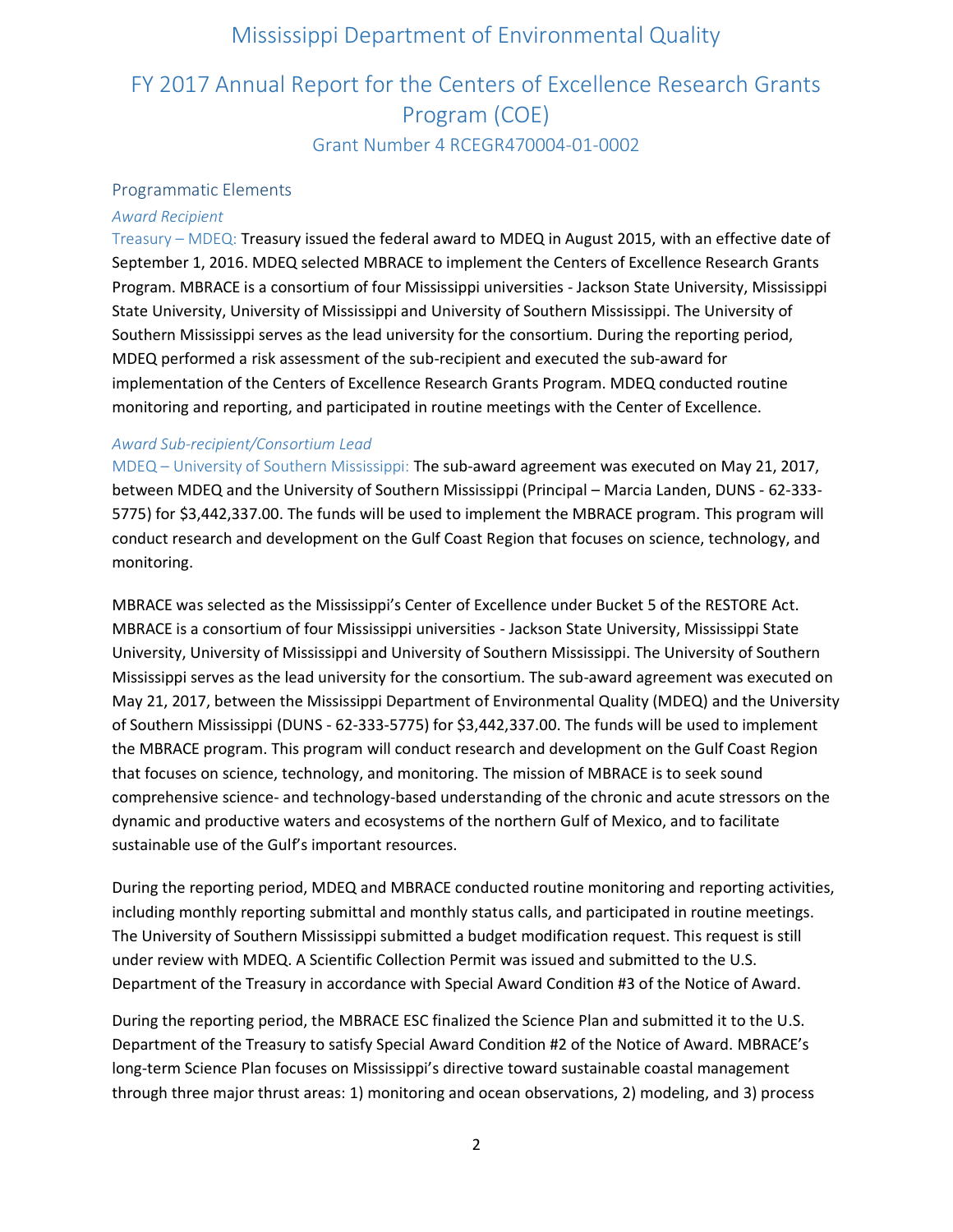# Mississippi Department of Environmental Quality

## FY 2017 Annual Report for the Centers of Excellence Research Grants Program (COE)

### Grant Number 4 RCEGR470004-01-0002

## Programmatic Elements

### *Award Recipient*

Treasury – MDEQ: Treasury issued the federal award to MDEQ in August 2015, with an effective date of September 1, 2016. MDEQ selected MBRACE to implement the Centers of Excellence Research Grants Program. MBRACE is a consortium of four Mississippi universities - Jackson State University, Mississippi State University, University of Mississippi and University of Southern Mississippi. The University of Southern Mississippi serves as the lead university for the consortium. During the reporting period, MDEQ performed a risk assessment of the sub-recipient and executed the sub-award for implementation of the Centers of Excellence Research Grants Program. MDEQ conducted routine monitoring and reporting, and participated in routine meetings with the Center of Excellence.

### *Award Sub-recipient/Consortium Lead*

MDEQ – University of Southern Mississippi: The sub-award agreement was executed on May 21, 2017, between MDEQ and the University of Southern Mississippi (Principal – Marcia Landen, DUNS - 62-333-5775) for $3,442,337.00. The funds will be used to implement the MBRACE program. This program will conduct research and development on the Gulf Coast Region that focuses on science, technology, and monitoring.

MBRACE was selected as the Mississippi's Center of Excellence under Bucket 5 of the RESTORE Act. MBRACE is a consortium of four Mississippi universities - Jackson State University, Mississippi State University, University of Mississippi and University of Southern Mississippi. The University of Southern Mississippi serves as the lead university for the consortium. The sub-award agreement was executed on May 21, 2017, between the Mississippi Department of Environmental Quality (MDEQ) and the University of Southern Mississippi (DUNS - 62-333-5775) for $3,442,337.00. The funds will be used to implement the MBRACE program. This program will conduct research and development on the Gulf Coast Region that focuses on science, technology, and monitoring. The mission of MBRACE is to seek sound comprehensive science- and technology-based understanding of the chronic and acute stressors on the dynamic and productive waters and ecosystems of the northern Gulf of Mexico, and to facilitate sustainable use of the Gulf's important resources.

During the reporting period, MDEQ and MBRACE conducted routine monitoring and reporting activities, including monthly reporting submittal and monthly status calls, and participated in routine meetings. The University of Southern Mississippi submitted a budget modification request. This request is still under review with MDEQ. A Scientific Collection Permit was issued and submitted to the U.S. Department of the Treasury in accordance with Special Award Condition #3 of the Notice of Award.

During the reporting period, the MBRACE ESC finalized the Science Plan and submitted it to the U.S. Department of the Treasury to satisfy Special Award Condition #2 of the Notice of Award. MBRACE's long-term Science Plan focuses on Mississippi's directive toward sustainable coastal management through three major thrust areas: 1) monitoring and ocean observations, 2) modeling, and 3) process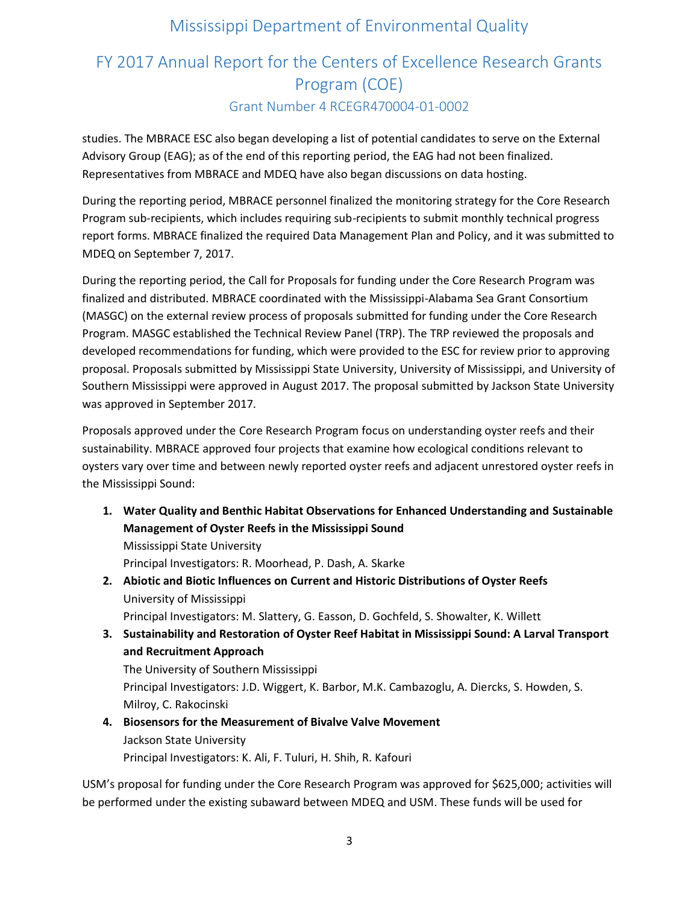studies. The MBRACE ESC also began developing a list of potential candidates to serve on the External Advisory Group (EAG); as of the end of this reporting period, the EAG had not been finalized. Representatives from MBRACE and MDEQ have also began discussions on data hosting.

During the reporting period, MBRACE personnel finalized the monitoring strategy for the Core Research Program sub-recipients, which includes requiring sub-recipients to submit monthly technical progress report forms. MBRACE finalized the required Data Management Plan and Policy, and it was submitted to MDEQ on September 7, 2017.

During the reporting period, the Call for Proposals for funding under the Core Research Program was finalized and distributed. MBRACE coordinated with the Mississippi-Alabama Sea Grant Consortium (MASGC) on the external review process of proposals submitted for funding under the Core Research Program. MASGC established the Technical Review Panel (TRP). The TRP reviewed the proposals and developed recommendations for funding, which were provided to the ESC for review prior to approving proposal. Proposals submitted by Mississippi State University, University of Mississippi, and University of Southern Mississippi were approved in August 2017. The proposal submitted by Jackson State University was approved in September 2017.

Proposals approved under the Core Research Program focus on understanding oyster reefs and their sustainability. MBRACE approved four projects that examine how ecological conditions relevant to oysters vary over time and between newly reported oyster reefs and adjacent unrestored oyster reefs in the Mississippi Sound:

1. **Water Quality and Benthic Habitat Observations for Enhanced Understanding and Sustainable Management of Oyster Reefs in the Mississippi Sound**
   Mississippi State University
   Principal Investigators: R. Moorhead, P. Dash, A. Skarke
2. **Abiotic and Biotic Influences on Current and Historic Distributions of Oyster Reefs**
   University of Mississippi
   Principal Investigators: M. Slattery, G. Easson, D. Gochfeld, S. Showalter, K. Willett
3. **Sustainability and Restoration of Oyster Reef Habitat in Mississippi Sound: A Larval Transport and Recruitment Approach**
   The University of Southern Mississippi
   Principal Investigators: J.D. Wiggert, K. Barbor, M.K. Cambazoglu, A. Diercks, S. Howden, S. Milroy, C. Rakocinski
4. **Biosensors for the Measurement of Bivalve Valve Movement**
   Jackson State University
   Principal Investigators: K. Ali, F. Tuluri, H. Shih, R. Kafouri

USM's proposal for funding under the Core Research Program was approved for $625,000; activities will be performed under the existing subaward between MDEQ and USM. These funds will be used for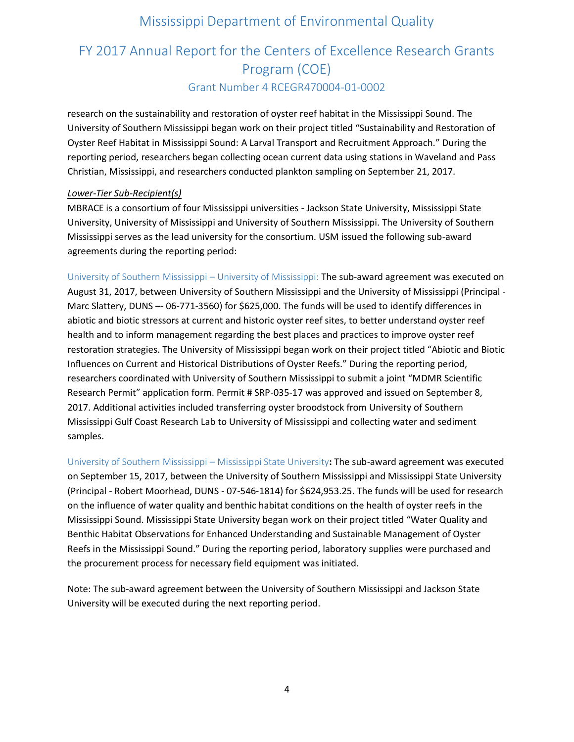research on the sustainability and restoration of oyster reef habitat in the Mississippi Sound. The University of Southern Mississippi began work on their project titled "Sustainability and Restoration of Oyster Reef Habitat in Mississippi Sound: A Larval Transport and Recruitment Approach." During the reporting period, researchers began collecting ocean current data using stations in Waveland and Pass Christian, Mississippi, and researchers conducted plankton sampling on September 21, 2017.

*Lower-Tier Sub-Recipient(s)*

MBRACE is a consortium of four Mississippi universities - Jackson State University, Mississippi State University, University of Mississippi and University of Southern Mississippi. The University of Southern Mississippi serves as the lead university for the consortium. USM issued the following sub-award agreements during the reporting period:

University of Southern Mississippi – University of Mississippi: The sub-award agreement was executed on August 31, 2017, between University of Southern Mississippi and the University of Mississippi (Principal - Marc Slattery, DUNS –- 06-771-3560) for $625,000. The funds will be used to identify differences in abiotic and biotic stressors at current and historic oyster reef sites, to better understand oyster reef health and to inform management regarding the best places and practices to improve oyster reef restoration strategies. The University of Mississippi began work on their project titled "Abiotic and Biotic Influences on Current and Historical Distributions of Oyster Reefs." During the reporting period, researchers coordinated with University of Southern Mississippi to submit a joint "MDMR Scientific Research Permit" application form. Permit # SRP-035-17 was approved and issued on September 8, 2017. Additional activities included transferring oyster broodstock from University of Southern Mississippi Gulf Coast Research Lab to University of Mississippi and collecting water and sediment samples.

University of Southern Mississippi – Mississippi State University**:** The sub-award agreement was executed on September 15, 2017, between the University of Southern Mississippi and Mississippi State University (Principal - Robert Moorhead, DUNS - 07-546-1814) for $624,953.25. The funds will be used for research on the influence of water quality and benthic habitat conditions on the health of oyster reefs in the Mississippi Sound. Mississippi State University began work on their project titled "Water Quality and Benthic Habitat Observations for Enhanced Understanding and Sustainable Management of Oyster Reefs in the Mississippi Sound." During the reporting period, laboratory supplies were purchased and the procurement process for necessary field equipment was initiated.

Note: The sub-award agreement between the University of Southern Mississippi and Jackson State University will be executed during the next reporting period.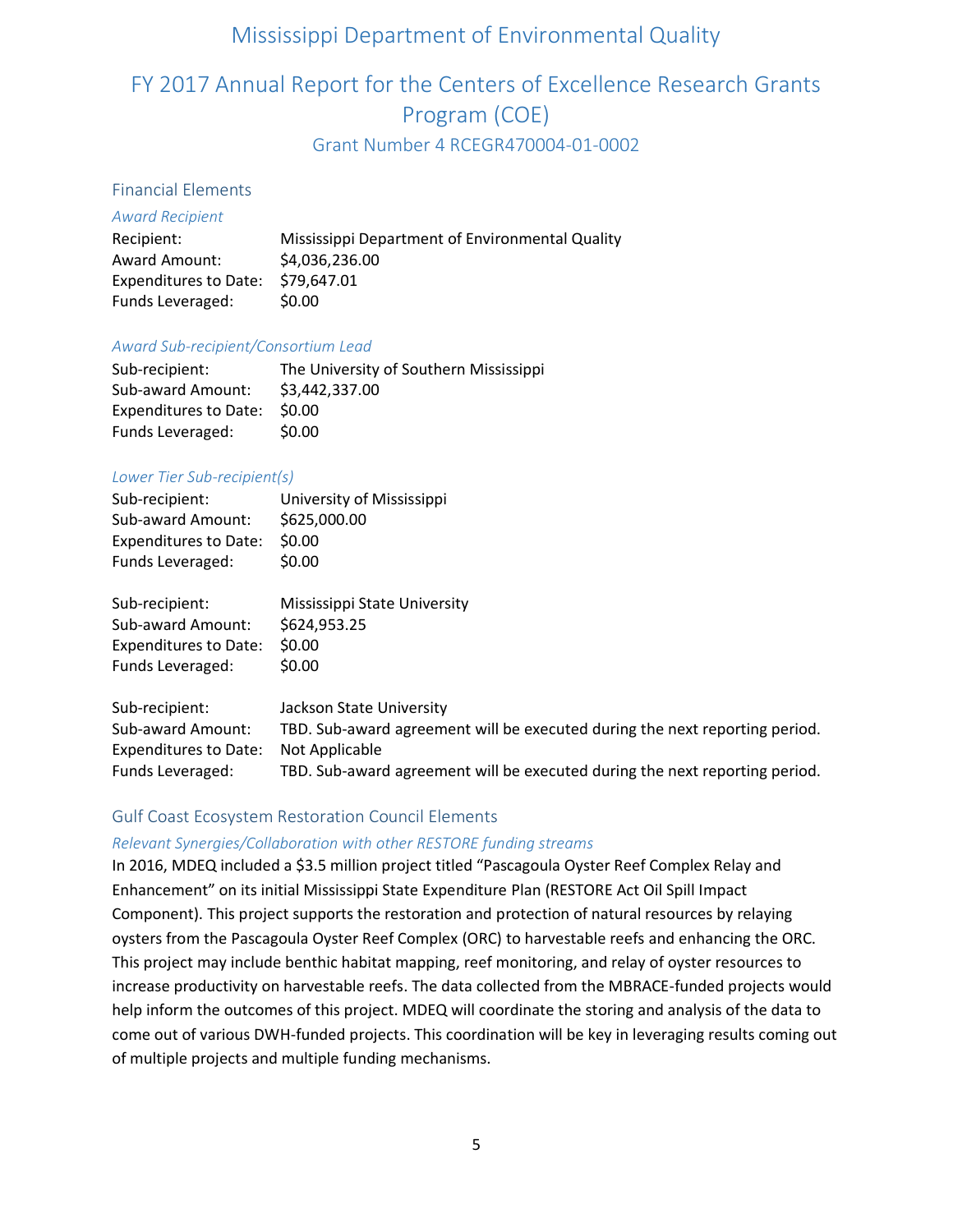# Mississippi Department of Environmental Quality

## FY 2017 Annual Report for the Centers of Excellence Research Grants Program (COE)

### Grant Number 4 RCEGR470004-01-0002

## Financial Elements

*Award Recipient*

| | |
|---|---|
| Recipient: | Mississippi Department of Environmental Quality |
| Award Amount: | $4,036,236.00 |
| Expenditures to Date: | $79,647.01 |
| Funds Leveraged: | $0.00 |

*Award Sub-recipient/Consortium Lead*

| | |
|---|---|
| Sub-recipient: | The University of Southern Mississippi |
| Sub-award Amount: | $3,442,337.00 |
| Expenditures to Date: | $0.00 |
| Funds Leveraged: | $0.00 |

*Lower Tier Sub-recipient(s)*

| | |
|---|---|
| Sub-recipient: | University of Mississippi |
| Sub-award Amount: | $625,000.00 |
| Expenditures to Date: | $0.00 |
| Funds Leveraged: | $0.00 |

| | |
|---|---|
| Sub-recipient: | Mississippi State University |
| Sub-award Amount: | $624,953.25 |
| Expenditures to Date: | $0.00 |
| Funds Leveraged: | $0.00 |

| | |
|---|---|
| Sub-recipient: | Jackson State University |
| Sub-award Amount: | TBD. Sub-award agreement will be executed during the next reporting period. |
| Expenditures to Date: | Not Applicable |
| Funds Leveraged: | TBD. Sub-award agreement will be executed during the next reporting period. |

## Gulf Coast Ecosystem Restoration Council Elements

*Relevant Synergies/Collaboration with other RESTORE funding streams*

In 2016, MDEQ included a $3.5 million project titled "Pascagoula Oyster Reef Complex Relay and Enhancement" on its initial Mississippi State Expenditure Plan (RESTORE Act Oil Spill Impact Component). This project supports the restoration and protection of natural resources by relaying oysters from the Pascagoula Oyster Reef Complex (ORC) to harvestable reefs and enhancing the ORC. This project may include benthic habitat mapping, reef monitoring, and relay of oyster resources to increase productivity on harvestable reefs. The data collected from the MBRACE-funded projects would help inform the outcomes of this project. MDEQ will coordinate the storing and analysis of the data to come out of various DWH-funded projects. This coordination will be key in leveraging results coming out of multiple projects and multiple funding mechanisms.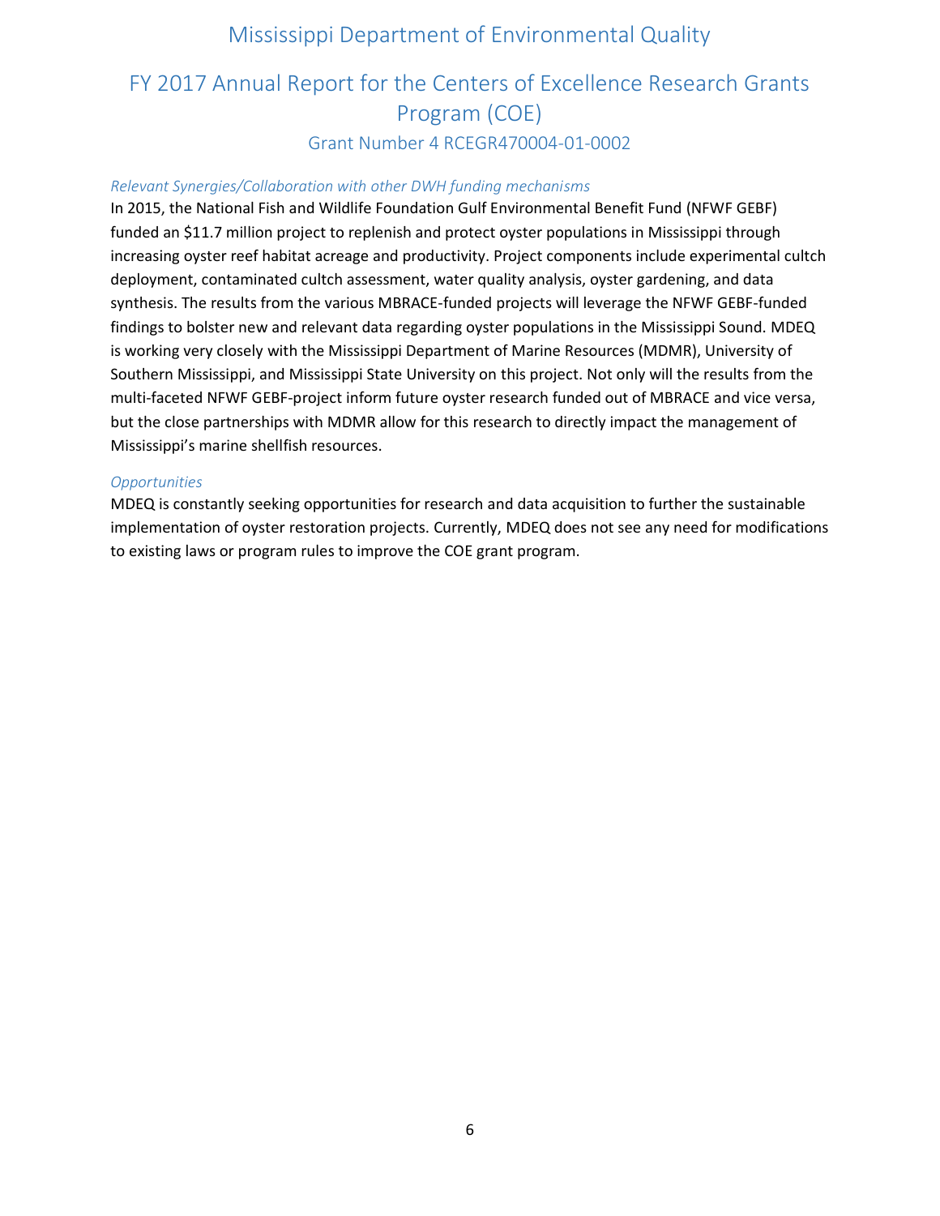### *Relevant Synergies/Collaboration with other DWH funding mechanisms*

In 2015, the National Fish and Wildlife Foundation Gulf Environmental Benefit Fund (NFWF GEBF) funded an $11.7 million project to replenish and protect oyster populations in Mississippi through increasing oyster reef habitat acreage and productivity. Project components include experimental cultch deployment, contaminated cultch assessment, water quality analysis, oyster gardening, and data synthesis. The results from the various MBRACE-funded projects will leverage the NFWF GEBF-funded findings to bolster new and relevant data regarding oyster populations in the Mississippi Sound. MDEQ is working very closely with the Mississippi Department of Marine Resources (MDMR), University of Southern Mississippi, and Mississippi State University on this project. Not only will the results from the multi-faceted NFWF GEBF-project inform future oyster research funded out of MBRACE and vice versa, but the close partnerships with MDMR allow for this research to directly impact the management of Mississippi's marine shellfish resources.

### *Opportunities*

MDEQ is constantly seeking opportunities for research and data acquisition to further the sustainable implementation of oyster restoration projects. Currently, MDEQ does not see any need for modifications to existing laws or program rules to improve the COE grant program.